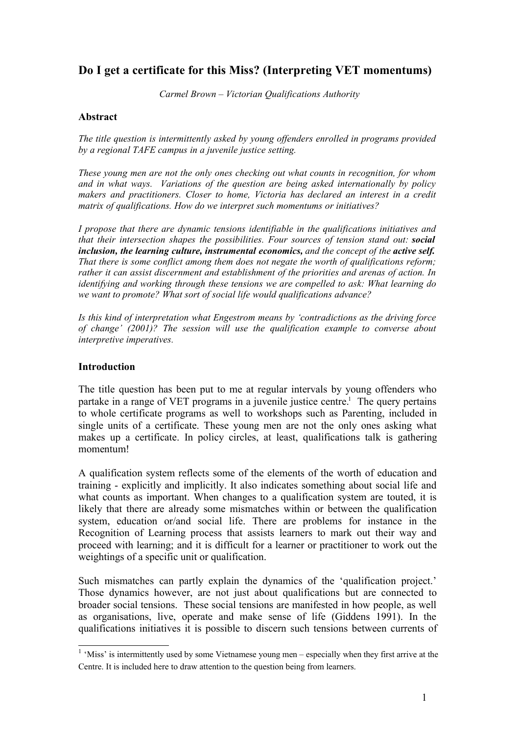# Do I get a certificate for this Miss? (Interpreting VET momentums)

*Carmel Brown – Victorian Qualifications Authority*

## Abstract

*The title question is intermittently asked by young offenders enrolled in programs provided by a regional TAFE campus in a juvenile justice setting.*

*These young men are not the only ones checking out what counts in recognition, for whom and in what ways. Variations of the question are being asked internationally by policy makers and practitioners. Closer to home, Victoria has declared an interest in a credit matrix of qualifications. How do we interpret such momentums or initiatives?*

*I propose that there are dynamic tensions identifiable in the qualifications initiatives and that their intersection shapes the possibilities. Four sources of tension stand out: **social inclusion, the learning culture, instrumental economics,** and the concept of the **active self.** That there is some conflict among them does not negate the worth of qualifications reform; rather it can assist discernment and establishment of the priorities and arenas of action. In identifying and working through these tensions we are compelled to ask: What learning do we want to promote? What sort of social life would qualifications advance?*

*Is this kind of interpretation what Engestrom means by 'contradictions as the driving force of change' (2001)? The session will use the qualification example to converse about interpretive imperatives.*

## Introduction

The title question has been put to me at regular intervals by young offenders who partake in a range of VET programs in a juvenile justice centre.[1] The query pertains to whole certificate programs as well to workshops such as Parenting, included in single units of a certificate. These young men are not the only ones asking what makes up a certificate. In policy circles, at least, qualifications talk is gathering momentum!

A qualification system reflects some of the elements of the worth of education and training - explicitly and implicitly. It also indicates something about social life and what counts as important. When changes to a qualification system are touted, it is likely that there are already some mismatches within or between the qualification system, education or/and social life. There are problems for instance in the Recognition of Learning process that assists learners to mark out their way and proceed with learning; and it is difficult for a learner or practitioner to work out the weightings of a specific unit or qualification.

Such mismatches can partly explain the dynamics of the 'qualification project.' Those dynamics however, are not just about qualifications but are connected to broader social tensions. These social tensions are manifested in how people, as well as organisations, live, operate and make sense of life (Giddens 1991). In the qualifications initiatives it is possible to discern such tensions between currents of

[1] 'Miss' is intermittently used by some Vietnamese young men – especially when they first arrive at the Centre. It is included here to draw attention to the question being from learners.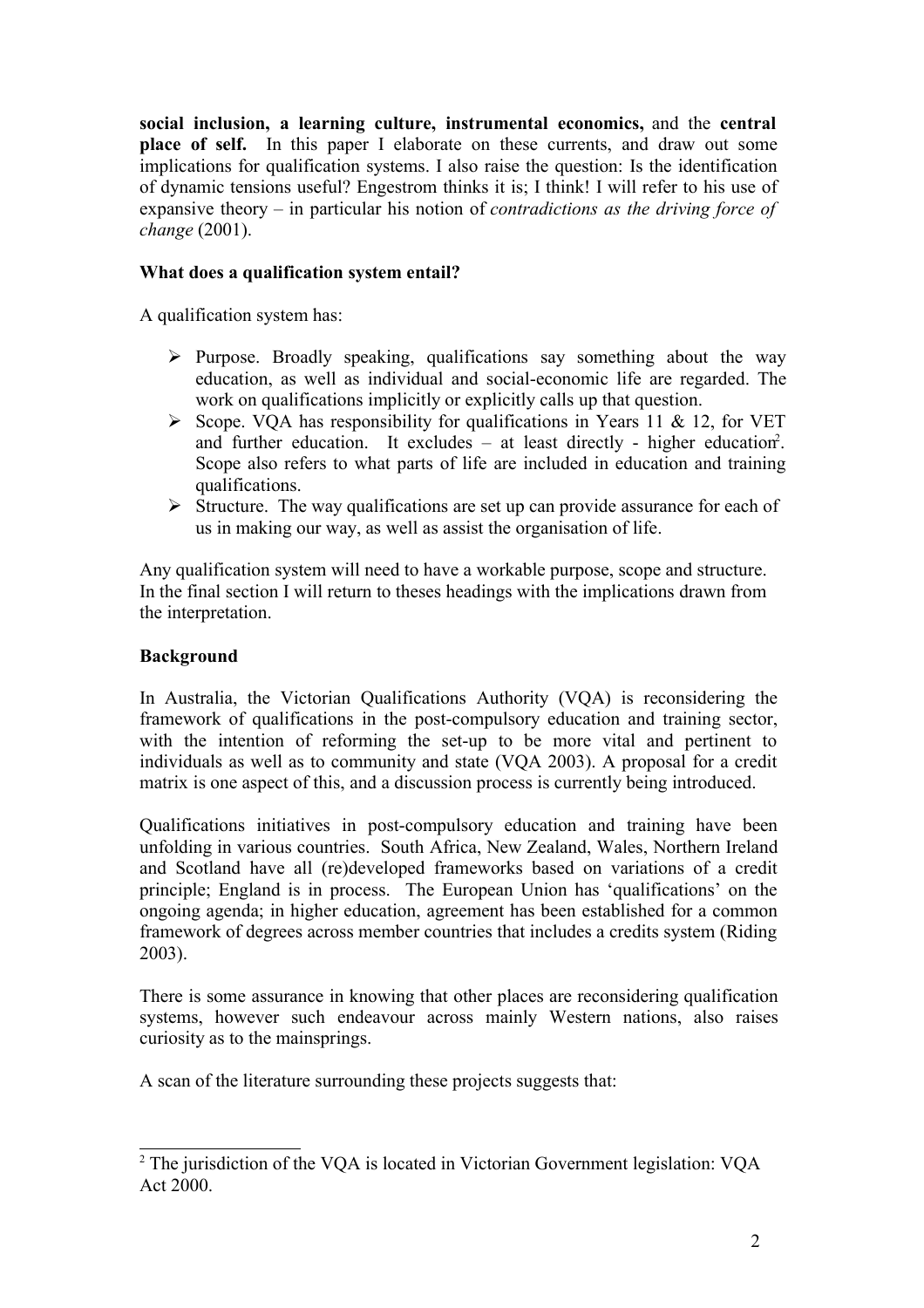**social inclusion, a learning culture, instrumental economics,** and the **central place of self.** In this paper I elaborate on these currents, and draw out some implications for qualification systems. I also raise the question: Is the identification of dynamic tensions useful? Engestrom thinks it is; I think! I will refer to his use of expansive theory – in particular his notion of *contradictions as the driving force of change* (2001).

**What does a qualification system entail?**

A qualification system has:

- Purpose. Broadly speaking, qualifications say something about the way education, as well as individual and social-economic life are regarded. The work on qualifications implicitly or explicitly calls up that question.
- Scope. VQA has responsibility for qualifications in Years 11 & 12, for VET and further education. It excludes – at least directly - higher education[2]. Scope also refers to what parts of life are included in education and training qualifications.
- Structure. The way qualifications are set up can provide assurance for each of us in making our way, as well as assist the organisation of life.

Any qualification system will need to have a workable purpose, scope and structure. In the final section I will return to theses headings with the implications drawn from the interpretation.

**Background**

In Australia, the Victorian Qualifications Authority (VQA) is reconsidering the framework of qualifications in the post-compulsory education and training sector, with the intention of reforming the set-up to be more vital and pertinent to individuals as well as to community and state (VQA 2003). A proposal for a credit matrix is one aspect of this, and a discussion process is currently being introduced.

Qualifications initiatives in post-compulsory education and training have been unfolding in various countries. South Africa, New Zealand, Wales, Northern Ireland and Scotland have all (re)developed frameworks based on variations of a credit principle; England is in process. The European Union has 'qualifications' on the ongoing agenda; in higher education, agreement has been established for a common framework of degrees across member countries that includes a credits system (Riding 2003).

There is some assurance in knowing that other places are reconsidering qualification systems, however such endeavour across mainly Western nations, also raises curiosity as to the mainsprings.

A scan of the literature surrounding these projects suggests that:

---

[2] The jurisdiction of the VQA is located in Victorian Government legislation: VQA Act 2000.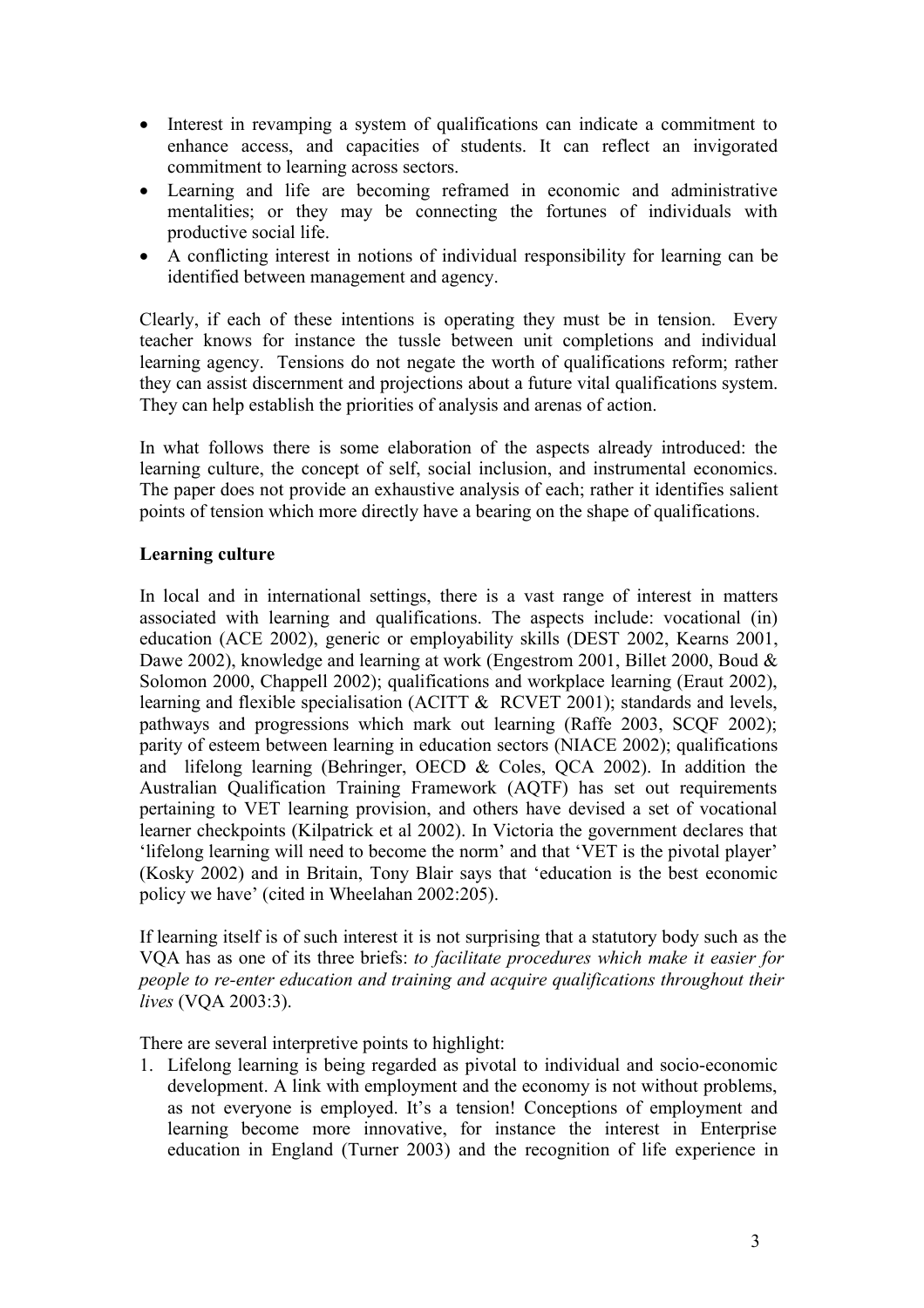- Interest in revamping a system of qualifications can indicate a commitment to enhance access, and capacities of students. It can reflect an invigorated commitment to learning across sectors.
- Learning and life are becoming reframed in economic and administrative mentalities; or they may be connecting the fortunes of individuals with productive social life.
- A conflicting interest in notions of individual responsibility for learning can be identified between management and agency.

Clearly, if each of these intentions is operating they must be in tension. Every teacher knows for instance the tussle between unit completions and individual learning agency. Tensions do not negate the worth of qualifications reform; rather they can assist discernment and projections about a future vital qualifications system. They can help establish the priorities of analysis and arenas of action.

In what follows there is some elaboration of the aspects already introduced: the learning culture, the concept of self, social inclusion, and instrumental economics. The paper does not provide an exhaustive analysis of each; rather it identifies salient points of tension which more directly have a bearing on the shape of qualifications.

**Learning culture**

In local and in international settings, there is a vast range of interest in matters associated with learning and qualifications. The aspects include: vocational (in) education (ACE 2002), generic or employability skills (DEST 2002, Kearns 2001, Dawe 2002), knowledge and learning at work (Engestrom 2001, Billet 2000, Boud & Solomon 2000, Chappell 2002); qualifications and workplace learning (Eraut 2002), learning and flexible specialisation (ACITT & RCVET 2001); standards and levels, pathways and progressions which mark out learning (Raffe 2003, SCQF 2002); parity of esteem between learning in education sectors (NIACE 2002); qualifications and lifelong learning (Behringer, OECD & Coles, QCA 2002). In addition the Australian Qualification Training Framework (AQTF) has set out requirements pertaining to VET learning provision, and others have devised a set of vocational learner checkpoints (Kilpatrick et al 2002). In Victoria the government declares that 'lifelong learning will need to become the norm' and that 'VET is the pivotal player' (Kosky 2002) and in Britain, Tony Blair says that 'education is the best economic policy we have' (cited in Wheelahan 2002:205).

If learning itself is of such interest it is not surprising that a statutory body such as the VQA has as one of its three briefs: *to facilitate procedures which make it easier for people to re-enter education and training and acquire qualifications throughout their lives* (VQA 2003:3).

There are several interpretive points to highlight:

1. Lifelong learning is being regarded as pivotal to individual and socio-economic development. A link with employment and the economy is not without problems, as not everyone is employed. It's a tension! Conceptions of employment and learning become more innovative, for instance the interest in Enterprise education in England (Turner 2003) and the recognition of life experience in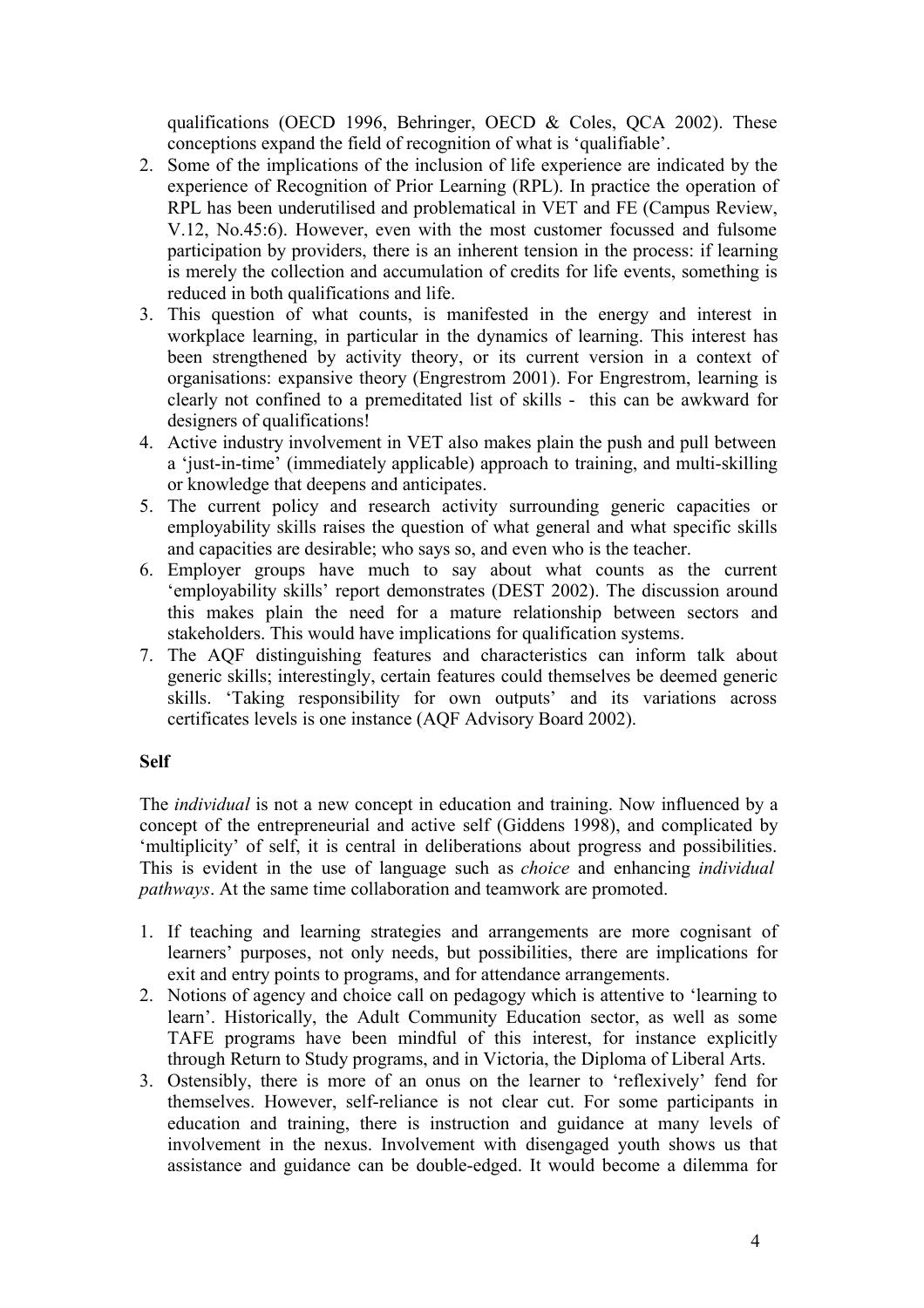qualifications (OECD 1996, Behringer, OECD & Coles, QCA 2002). These conceptions expand the field of recognition of what is 'qualifiable'.

2. Some of the implications of the inclusion of life experience are indicated by the experience of Recognition of Prior Learning (RPL). In practice the operation of RPL has been underutilised and problematical in VET and FE (Campus Review, V.12, No.45:6). However, even with the most customer focussed and fulsome participation by providers, there is an inherent tension in the process: if learning is merely the collection and accumulation of credits for life events, something is reduced in both qualifications and life.
3. This question of what counts, is manifested in the energy and interest in workplace learning, in particular in the dynamics of learning. This interest has been strengthened by activity theory, or its current version in a context of organisations: expansive theory (Engrestrom 2001). For Engrestrom, learning is clearly not confined to a premeditated list of skills - this can be awkward for designers of qualifications!
4. Active industry involvement in VET also makes plain the push and pull between a 'just-in-time' (immediately applicable) approach to training, and multi-skilling or knowledge that deepens and anticipates.
5. The current policy and research activity surrounding generic capacities or employability skills raises the question of what general and what specific skills and capacities are desirable; who says so, and even who is the teacher.
6. Employer groups have much to say about what counts as the current 'employability skills' report demonstrates (DEST 2002). The discussion around this makes plain the need for a mature relationship between sectors and stakeholders. This would have implications for qualification systems.
7. The AQF distinguishing features and characteristics can inform talk about generic skills; interestingly, certain features could themselves be deemed generic skills. 'Taking responsibility for own outputs' and its variations across certificates levels is one instance (AQF Advisory Board 2002).

**Self**

The *individual* is not a new concept in education and training. Now influenced by a concept of the entrepreneurial and active self (Giddens 1998), and complicated by 'multiplicity' of self, it is central in deliberations about progress and possibilities. This is evident in the use of language such as *choice* and enhancing *individual pathways*. At the same time collaboration and teamwork are promoted.

1. If teaching and learning strategies and arrangements are more cognisant of learners' purposes, not only needs, but possibilities, there are implications for exit and entry points to programs, and for attendance arrangements.
2. Notions of agency and choice call on pedagogy which is attentive to 'learning to learn'. Historically, the Adult Community Education sector, as well as some TAFE programs have been mindful of this interest, for instance explicitly through Return to Study programs, and in Victoria, the Diploma of Liberal Arts.
3. Ostensibly, there is more of an onus on the learner to 'reflexively' fend for themselves. However, self-reliance is not clear cut. For some participants in education and training, there is instruction and guidance at many levels of involvement in the nexus. Involvement with disengaged youth shows us that assistance and guidance can be double-edged. It would become a dilemma for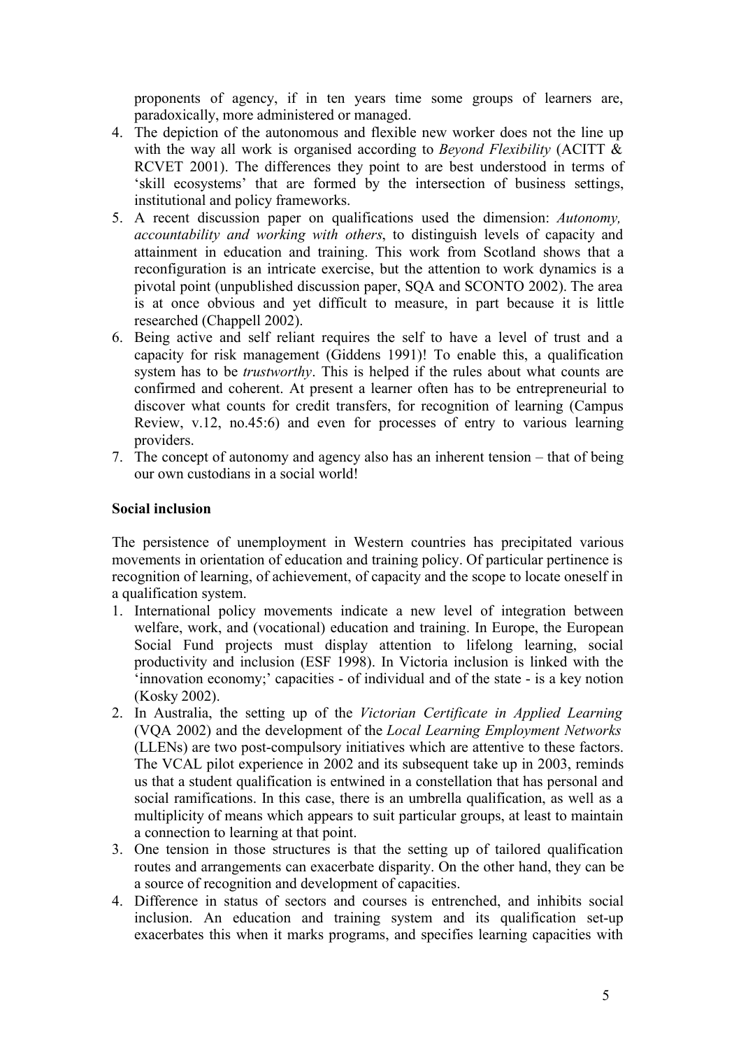proponents of agency, if in ten years time some groups of learners are, paradoxically, more administered or managed.

4. The depiction of the autonomous and flexible new worker does not the line up with the way all work is organised according to *Beyond Flexibility* (ACITT & RCVET 2001). The differences they point to are best understood in terms of 'skill ecosystems' that are formed by the intersection of business settings, institutional and policy frameworks.
5. A recent discussion paper on qualifications used the dimension: *Autonomy, accountability and working with others*, to distinguish levels of capacity and attainment in education and training. This work from Scotland shows that a reconfiguration is an intricate exercise, but the attention to work dynamics is a pivotal point (unpublished discussion paper, SQA and SCONTO 2002). The area is at once obvious and yet difficult to measure, in part because it is little researched (Chappell 2002).
6. Being active and self reliant requires the self to have a level of trust and a capacity for risk management (Giddens 1991)! To enable this, a qualification system has to be *trustworthy*. This is helped if the rules about what counts are confirmed and coherent. At present a learner often has to be entrepreneurial to discover what counts for credit transfers, for recognition of learning (Campus Review, v.12, no.45:6) and even for processes of entry to various learning providers.
7. The concept of autonomy and agency also has an inherent tension – that of being our own custodians in a social world!

**Social inclusion**

The persistence of unemployment in Western countries has precipitated various movements in orientation of education and training policy. Of particular pertinence is recognition of learning, of achievement, of capacity and the scope to locate oneself in a qualification system.

1. International policy movements indicate a new level of integration between welfare, work, and (vocational) education and training. In Europe, the European Social Fund projects must display attention to lifelong learning, social productivity and inclusion (ESF 1998). In Victoria inclusion is linked with the 'innovation economy;' capacities - of individual and of the state - is a key notion (Kosky 2002).
2. In Australia, the setting up of the *Victorian Certificate in Applied Learning* (VQA 2002) and the development of the *Local Learning Employment Networks* (LLENs) are two post-compulsory initiatives which are attentive to these factors. The VCAL pilot experience in 2002 and its subsequent take up in 2003, reminds us that a student qualification is entwined in a constellation that has personal and social ramifications. In this case, there is an umbrella qualification, as well as a multiplicity of means which appears to suit particular groups, at least to maintain a connection to learning at that point.
3. One tension in those structures is that the setting up of tailored qualification routes and arrangements can exacerbate disparity. On the other hand, they can be a source of recognition and development of capacities.
4. Difference in status of sectors and courses is entrenched, and inhibits social inclusion. An education and training system and its qualification set-up exacerbates this when it marks programs, and specifies learning capacities with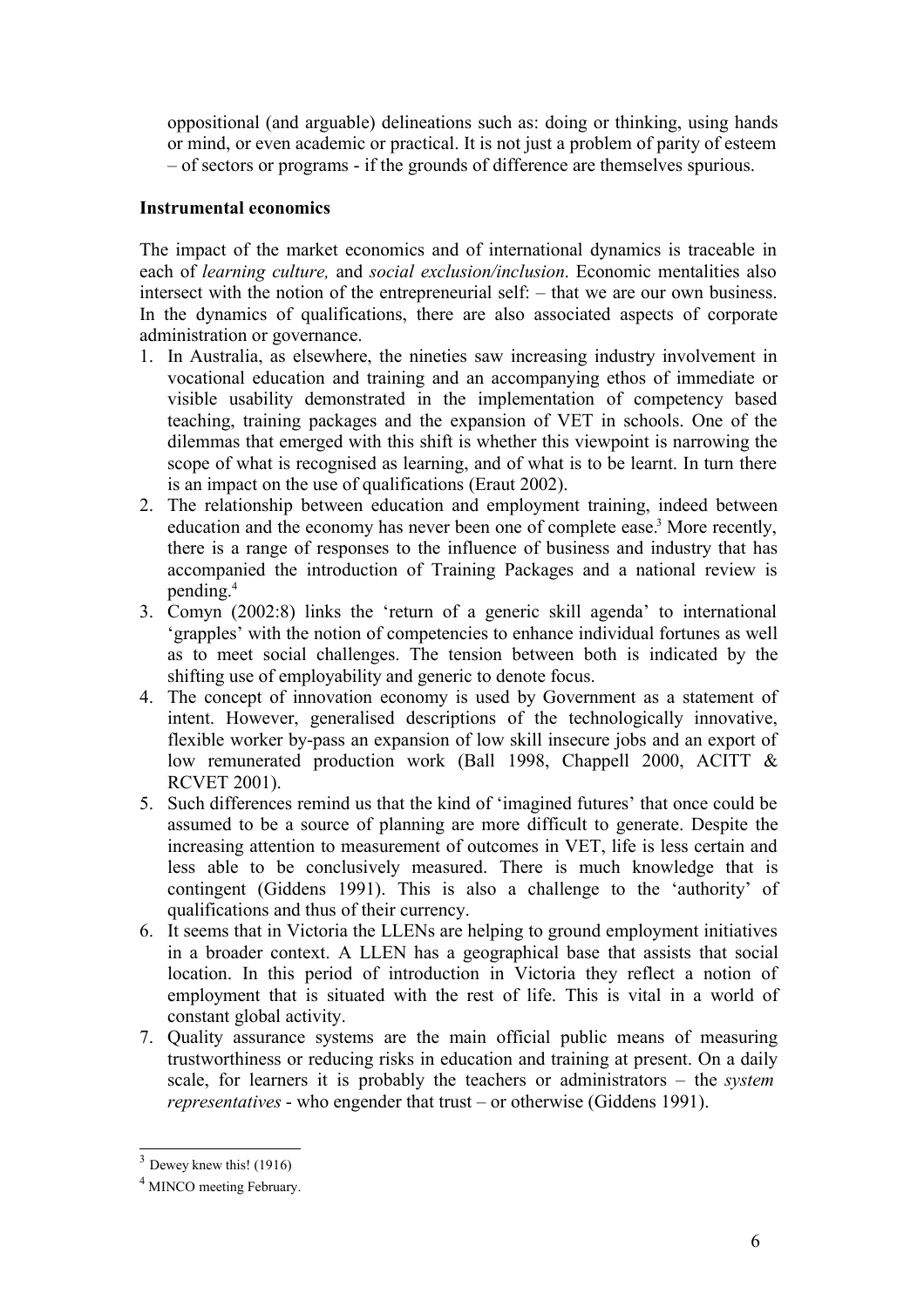oppositional (and arguable) delineations such as: doing or thinking, using hands or mind, or even academic or practical. It is not just a problem of parity of esteem – of sectors or programs - if the grounds of difference are themselves spurious.

**Instrumental economics**

The impact of the market economics and of international dynamics is traceable in each of *learning culture,* and *social exclusion/inclusion*. Economic mentalities also intersect with the notion of the entrepreneurial self: – that we are our own business. In the dynamics of qualifications, there are also associated aspects of corporate administration or governance.

1. In Australia, as elsewhere, the nineties saw increasing industry involvement in vocational education and training and an accompanying ethos of immediate or visible usability demonstrated in the implementation of competency based teaching, training packages and the expansion of VET in schools. One of the dilemmas that emerged with this shift is whether this viewpoint is narrowing the scope of what is recognised as learning, and of what is to be learnt. In turn there is an impact on the use of qualifications (Eraut 2002).
2. The relationship between education and employment training, indeed between education and the economy has never been one of complete ease.[3] More recently, there is a range of responses to the influence of business and industry that has accompanied the introduction of Training Packages and a national review is pending.[4]
3. Comyn (2002:8) links the 'return of a generic skill agenda' to international 'grapples' with the notion of competencies to enhance individual fortunes as well as to meet social challenges. The tension between both is indicated by the shifting use of employability and generic to denote focus.
4. The concept of innovation economy is used by Government as a statement of intent. However, generalised descriptions of the technologically innovative, flexible worker by-pass an expansion of low skill insecure jobs and an export of low remunerated production work (Ball 1998, Chappell 2000, ACITT & RCVET 2001).
5. Such differences remind us that the kind of 'imagined futures' that once could be assumed to be a source of planning are more difficult to generate. Despite the increasing attention to measurement of outcomes in VET, life is less certain and less able to be conclusively measured. There is much knowledge that is contingent (Giddens 1991). This is also a challenge to the 'authority' of qualifications and thus of their currency.
6. It seems that in Victoria the LLENs are helping to ground employment initiatives in a broader context. A LLEN has a geographical base that assists that social location. In this period of introduction in Victoria they reflect a notion of employment that is situated with the rest of life. This is vital in a world of constant global activity.
7. Quality assurance systems are the main official public means of measuring trustworthiness or reducing risks in education and training at present. On a daily scale, for learners it is probably the teachers or administrators – the *system representatives* - who engender that trust – or otherwise (Giddens 1991).

[3] Dewey knew this! (1916)

[4] MINCO meeting February.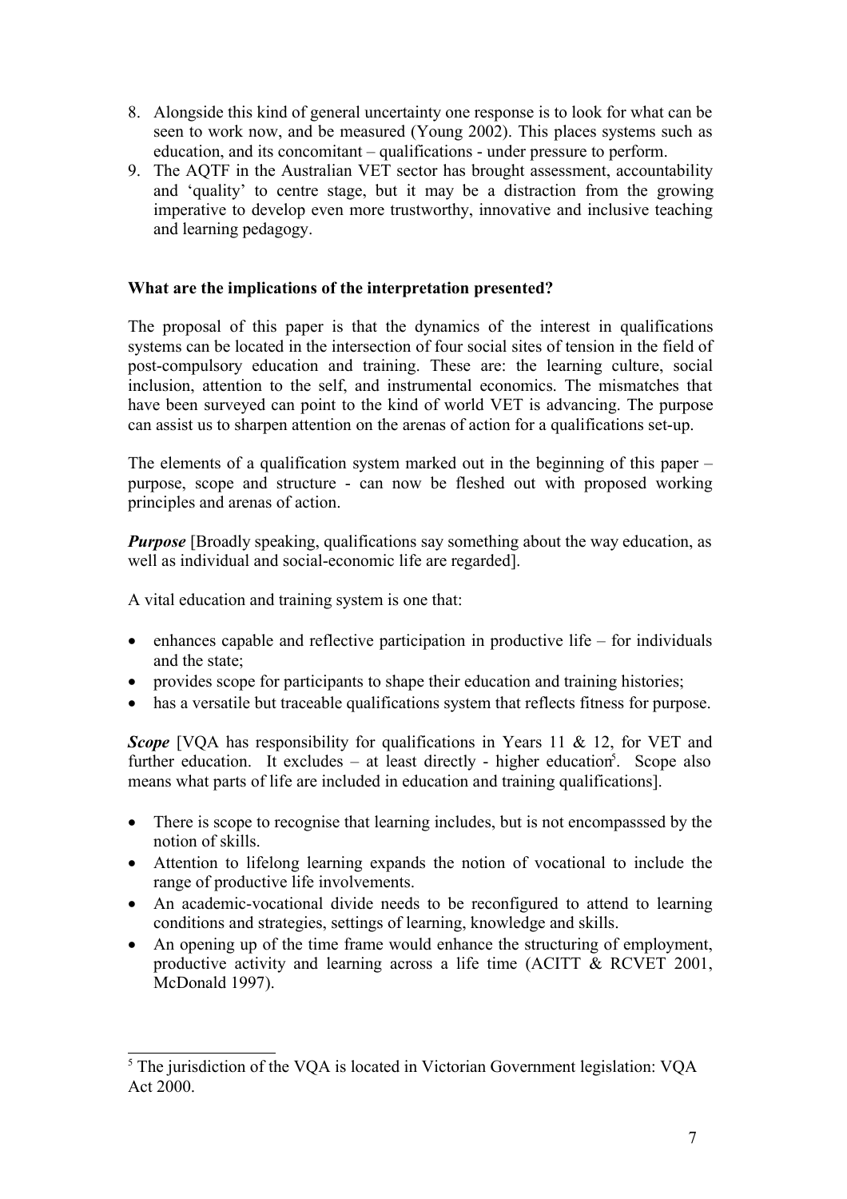8. Alongside this kind of general uncertainty one response is to look for what can be seen to work now, and be measured (Young 2002). This places systems such as education, and its concomitant – qualifications - under pressure to perform.
9. The AQTF in the Australian VET sector has brought assessment, accountability and 'quality' to centre stage, but it may be a distraction from the growing imperative to develop even more trustworthy, innovative and inclusive teaching and learning pedagogy.

**What are the implications of the interpretation presented?**

The proposal of this paper is that the dynamics of the interest in qualifications systems can be located in the intersection of four social sites of tension in the field of post-compulsory education and training. These are: the learning culture, social inclusion, attention to the self, and instrumental economics. The mismatches that have been surveyed can point to the kind of world VET is advancing. The purpose can assist us to sharpen attention on the arenas of action for a qualifications set-up.

The elements of a qualification system marked out in the beginning of this paper – purpose, scope and structure - can now be fleshed out with proposed working principles and arenas of action.

***Purpose*** [Broadly speaking, qualifications say something about the way education, as well as individual and social-economic life are regarded].

A vital education and training system is one that:

- enhances capable and reflective participation in productive life – for individuals and the state;
- provides scope for participants to shape their education and training histories;
- has a versatile but traceable qualifications system that reflects fitness for purpose.

***Scope*** [VQA has responsibility for qualifications in Years 11 & 12, for VET and further education. It excludes – at least directly - higher education[5]. Scope also means what parts of life are included in education and training qualifications].

- There is scope to recognise that learning includes, but is not encompasssed by the notion of skills.
- Attention to lifelong learning expands the notion of vocational to include the range of productive life involvements.
- An academic-vocational divide needs to be reconfigured to attend to learning conditions and strategies, settings of learning, knowledge and skills.
- An opening up of the time frame would enhance the structuring of employment, productive activity and learning across a life time (ACITT & RCVET 2001, McDonald 1997).

---

[5] The jurisdiction of the VQA is located in Victorian Government legislation: VQA Act 2000.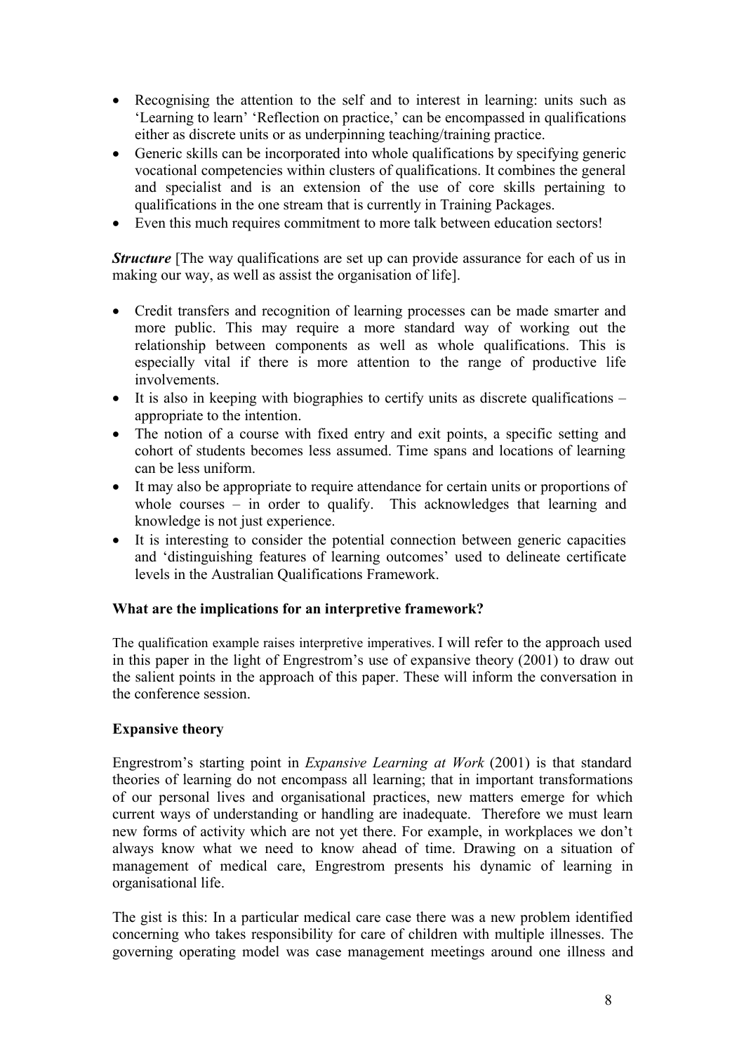- Recognising the attention to the self and to interest in learning: units such as 'Learning to learn' 'Reflection on practice,' can be encompassed in qualifications either as discrete units or as underpinning teaching/training practice.
- Generic skills can be incorporated into whole qualifications by specifying generic vocational competencies within clusters of qualifications. It combines the general and specialist and is an extension of the use of core skills pertaining to qualifications in the one stream that is currently in Training Packages.
- Even this much requires commitment to more talk between education sectors!

***Structure*** [The way qualifications are set up can provide assurance for each of us in making our way, as well as assist the organisation of life].

- Credit transfers and recognition of learning processes can be made smarter and more public. This may require a more standard way of working out the relationship between components as well as whole qualifications. This is especially vital if there is more attention to the range of productive life involvements.
- It is also in keeping with biographies to certify units as discrete qualifications – appropriate to the intention.
- The notion of a course with fixed entry and exit points, a specific setting and cohort of students becomes less assumed. Time spans and locations of learning can be less uniform.
- It may also be appropriate to require attendance for certain units or proportions of whole courses – in order to qualify. This acknowledges that learning and knowledge is not just experience.
- It is interesting to consider the potential connection between generic capacities and 'distinguishing features of learning outcomes' used to delineate certificate levels in the Australian Qualifications Framework.

**What are the implications for an interpretive framework?**

The qualification example raises interpretive imperatives. I will refer to the approach used in this paper in the light of Engrestrom's use of expansive theory (2001) to draw out the salient points in the approach of this paper. These will inform the conversation in the conference session.

**Expansive theory**

Engrestrom's starting point in *Expansive Learning at Work* (2001) is that standard theories of learning do not encompass all learning; that in important transformations of our personal lives and organisational practices, new matters emerge for which current ways of understanding or handling are inadequate. Therefore we must learn new forms of activity which are not yet there. For example, in workplaces we don't always know what we need to know ahead of time. Drawing on a situation of management of medical care, Engrestrom presents his dynamic of learning in organisational life.

The gist is this: In a particular medical care case there was a new problem identified concerning who takes responsibility for care of children with multiple illnesses. The governing operating model was case management meetings around one illness and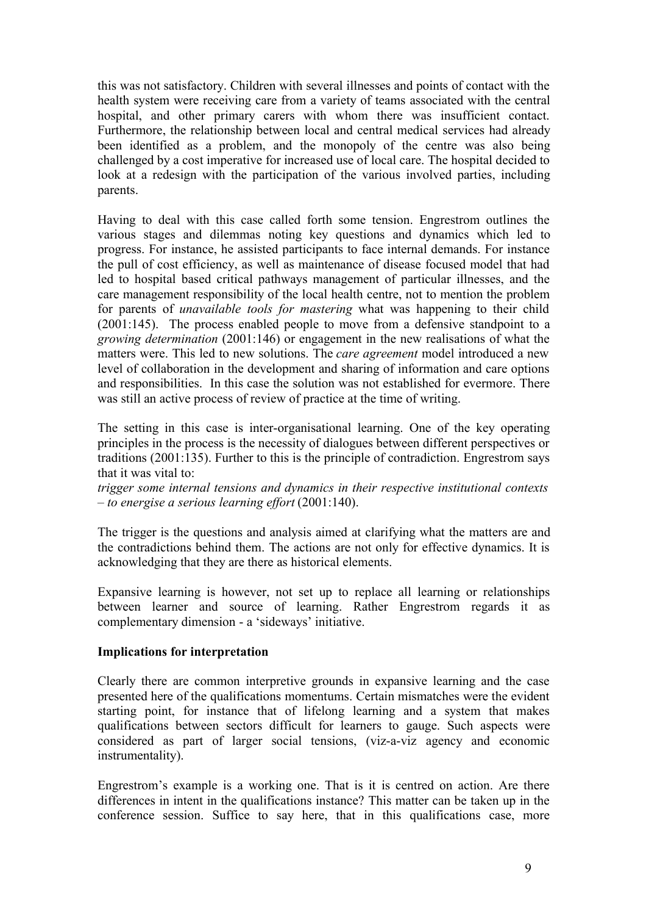this was not satisfactory. Children with several illnesses and points of contact with the health system were receiving care from a variety of teams associated with the central hospital, and other primary carers with whom there was insufficient contact. Furthermore, the relationship between local and central medical services had already been identified as a problem, and the monopoly of the centre was also being challenged by a cost imperative for increased use of local care. The hospital decided to look at a redesign with the participation of the various involved parties, including parents.

Having to deal with this case called forth some tension. Engrestrom outlines the various stages and dilemmas noting key questions and dynamics which led to progress. For instance, he assisted participants to face internal demands. For instance the pull of cost efficiency, as well as maintenance of disease focused model that had led to hospital based critical pathways management of particular illnesses, and the care management responsibility of the local health centre, not to mention the problem for parents of *unavailable tools for mastering* what was happening to their child (2001:145). The process enabled people to move from a defensive standpoint to a *growing determination* (2001:146) or engagement in the new realisations of what the matters were. This led to new solutions. The *care agreement* model introduced a new level of collaboration in the development and sharing of information and care options and responsibilities. In this case the solution was not established for evermore. There was still an active process of review of practice at the time of writing.

The setting in this case is inter-organisational learning. One of the key operating principles in the process is the necessity of dialogues between different perspectives or traditions (2001:135). Further to this is the principle of contradiction. Engrestrom says that it was vital to:
*trigger some internal tensions and dynamics in their respective institutional contexts – to energise a serious learning effort* (2001:140).

The trigger is the questions and analysis aimed at clarifying what the matters are and the contradictions behind them. The actions are not only for effective dynamics. It is acknowledging that they are there as historical elements.

Expansive learning is however, not set up to replace all learning or relationships between learner and source of learning. Rather Engrestrom regards it as complementary dimension - a 'sideways' initiative.

**Implications for interpretation**

Clearly there are common interpretive grounds in expansive learning and the case presented here of the qualifications momentums. Certain mismatches were the evident starting point, for instance that of lifelong learning and a system that makes qualifications between sectors difficult for learners to gauge. Such aspects were considered as part of larger social tensions, (viz-a-viz agency and economic instrumentality).

Engrestrom's example is a working one. That is it is centred on action. Are there differences in intent in the qualifications instance? This matter can be taken up in the conference session. Suffice to say here, that in this qualifications case, more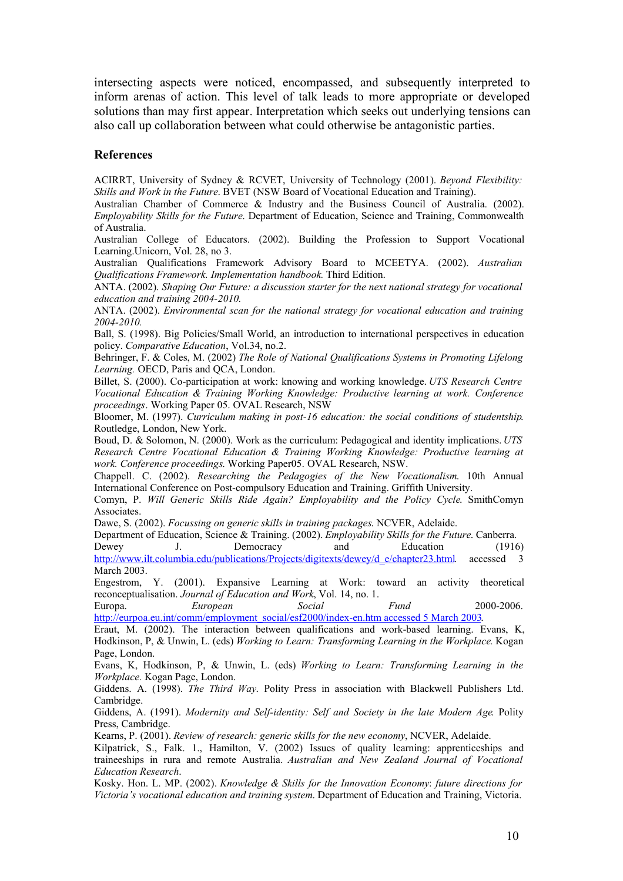intersecting aspects were noticed, encompassed, and subsequently interpreted to inform arenas of action. This level of talk leads to more appropriate or developed solutions than may first appear. Interpretation which seeks out underlying tensions can also call up collaboration between what could otherwise be antagonistic parties.

## References

ACIRRT, University of Sydney & RCVET, University of Technology (2001). *Beyond Flexibility: Skills and Work in the Future*. BVET (NSW Board of Vocational Education and Training).

Australian Chamber of Commerce & Industry and the Business Council of Australia. (2002). *Employability Skills for the Future.* Department of Education, Science and Training, Commonwealth of Australia.

Australian College of Educators. (2002). Building the Profession to Support Vocational Learning.Unicorn, Vol. 28, no 3.

Australian Qualifications Framework Advisory Board to MCEETYA. (2002). *Australian Qualifications Framework. Implementation handbook.* Third Edition.

ANTA. (2002). *Shaping Our Future: a discussion starter for the next national strategy for vocational education and training 2004-2010.*

ANTA. (2002). *Environmental scan for the national strategy for vocational education and training 2004-2010.*

Ball, S. (1998). Big Policies/Small World, an introduction to international perspectives in education policy. *Comparative Education*, Vol.34, no.2.

Behringer, F. & Coles, M. (2002) *The Role of National Qualifications Systems in Promoting Lifelong Learning.* OECD, Paris and QCA, London.

Billet, S. (2000). Co-participation at work: knowing and working knowledge. *UTS Research Centre Vocational Education & Training Working Knowledge: Productive learning at work. Conference proceedings*. Working Paper 05. OVAL Research, NSW

Bloomer, M. (1997). *Curriculum making in post-16 education: the social conditions of studentship.* Routledge, London, New York.

Boud, D. & Solomon, N. (2000). Work as the curriculum: Pedagogical and identity implications. *UTS Research Centre Vocational Education & Training Working Knowledge: Productive learning at work. Conference proceedings.* Working Paper05. OVAL Research, NSW.

Chappell. C. (2002). *Researching the Pedagogies of the New Vocationalism.* 10th Annual International Conference on Post-compulsory Education and Training. Griffith University.

Comyn, P. *Will Generic Skills Ride Again? Employability and the Policy Cycle.* SmithComyn Associates.

Dawe, S. (2002). *Focussing on generic skills in training packages.* NCVER, Adelaide.

Department of Education, Science & Training. (2002). *Employability Skills for the Future.* Canberra.

Dewey J. Democracy and Education (1916) http://www.ilt.columbia.edu/publications/Projects/digitexts/dewey/d_e/chapter23.html. accessed 3 March 2003.

Engestrom, Y. (2001). Expansive Learning at Work: toward an activity theoretical reconceptualisation. *Journal of Education and Work*, Vol. 14, no. 1.

Europa. *European Social Fund* 2000-2006. http://eurpoa.eu.int/comm/employment_social/esf2000/index-en.htm accessed 5 March 2003.

Eraut, M. (2002). The interaction between qualifications and work-based learning. Evans, K, Hodkinson, P, & Unwin, L. (eds) *Working to Learn: Transforming Learning in the Workplace.* Kogan Page, London.

Evans, K, Hodkinson, P, & Unwin, L. (eds) *Working to Learn: Transforming Learning in the Workplace.* Kogan Page, London.

Giddens. A. (1998). *The Third Way.* Polity Press in association with Blackwell Publishers Ltd. Cambridge.

Giddens, A. (1991). *Modernity and Self-identity: Self and Society in the late Modern Age.* Polity Press, Cambridge.

Kearns, P. (2001). *Review of research: generic skills for the new economy*, NCVER, Adelaide.

Kilpatrick, S., Falk. 1., Hamilton, V. (2002) Issues of quality learning: apprenticeships and traineeships in rura and remote Australia. *Australian and New Zealand Journal of Vocational Education Research*.

Kosky. Hon. L. MP. (2002). *Knowledge & Skills for the Innovation Economy: future directions for Victoria's vocational education and training system.* Department of Education and Training, Victoria.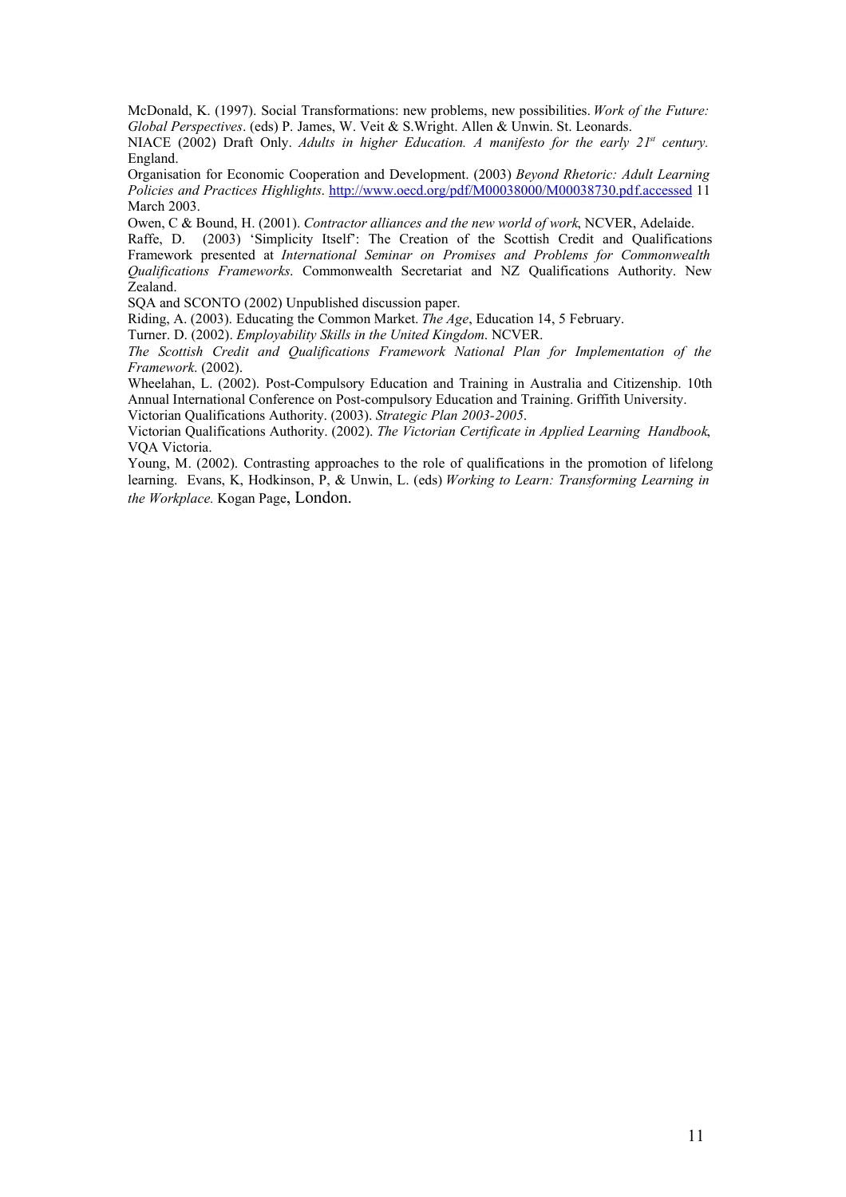McDonald, K. (1997). Social Transformations: new problems, new possibilities. *Work of the Future: Global Perspectives*. (eds) P. James, W. Veit & S.Wright. Allen & Unwin. St. Leonards.

NIACE (2002) Draft Only. *Adults in higher Education. A manifesto for the early 21st century.* England.

Organisation for Economic Cooperation and Development. (2003) *Beyond Rhetoric: Adult Learning Policies and Practices Highlights*. http://www.oecd.org/pdf/M00038000/M00038730.pdf.accessed 11 March 2003.

Owen, C & Bound, H. (2001). *Contractor alliances and the new world of work*, NCVER, Adelaide.

Raffe, D. (2003) 'Simplicity Itself': The Creation of the Scottish Credit and Qualifications Framework presented at *International Seminar on Promises and Problems for Commonwealth Qualifications Frameworks*. Commonwealth Secretariat and NZ Qualifications Authority. New Zealand.

SQA and SCONTO (2002) Unpublished discussion paper.

Riding, A. (2003). Educating the Common Market. *The Age*, Education 14, 5 February.

Turner. D. (2002). *Employability Skills in the United Kingdom*. NCVER.

*The Scottish Credit and Qualifications Framework National Plan for Implementation of the Framework*. (2002).

Wheelahan, L. (2002). Post-Compulsory Education and Training in Australia and Citizenship. 10th Annual International Conference on Post-compulsory Education and Training. Griffith University.

Victorian Qualifications Authority. (2003). *Strategic Plan 2003-2005*.

Victorian Qualifications Authority. (2002). *The Victorian Certificate in Applied Learning Handbook*, VQA Victoria.

Young, M. (2002). Contrasting approaches to the role of qualifications in the promotion of lifelong learning. Evans, K, Hodkinson, P, & Unwin, L. (eds) *Working to Learn: Transforming Learning in the Workplace.* Kogan Page, London.